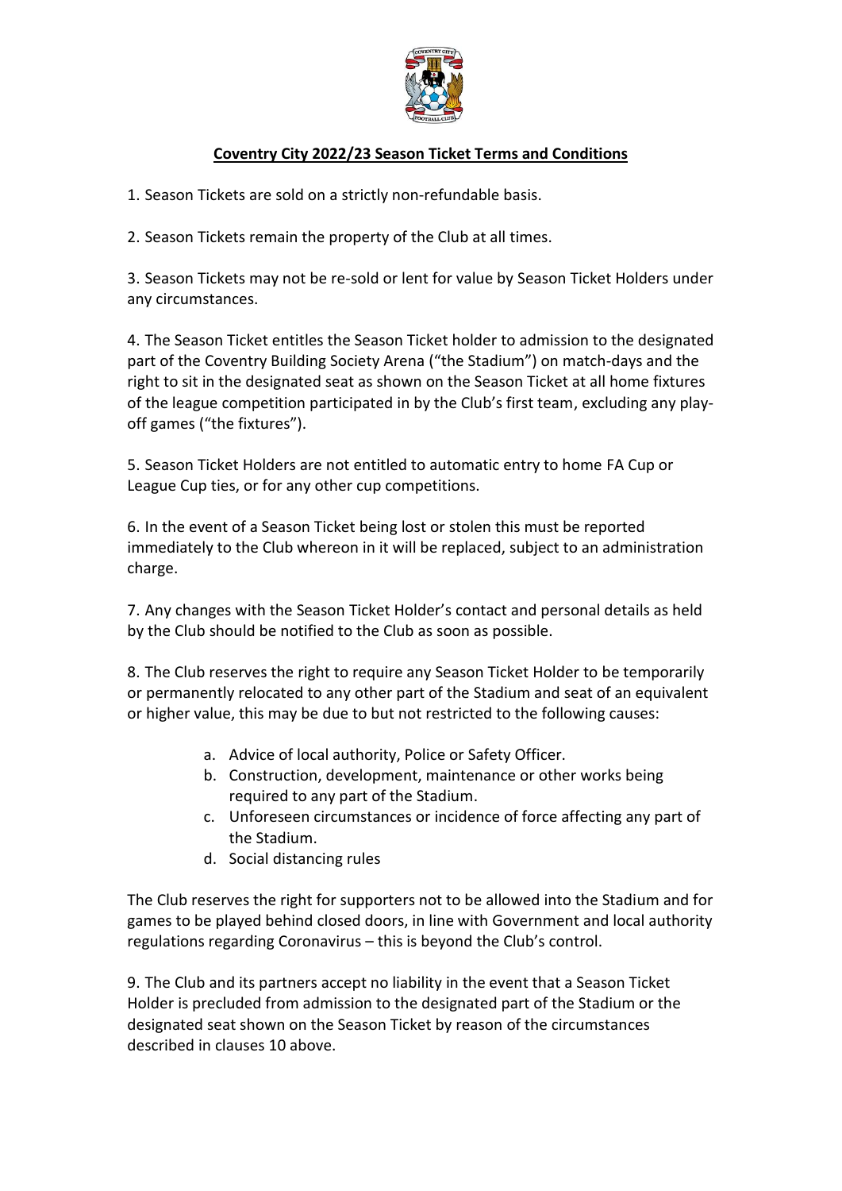# **Coventry City 2022/23 Season Ticket Terms and Conditions**

1. Season Tickets are sold on a strictly non-refundable basis.

2. Season Tickets remain the property of the Club at all times.

3. Season Tickets may not be re-sold or lent for value by Season Ticket Holders under any circumstances.

4. The Season Ticket entitles the Season Ticket holder to admission to the designated part of the Coventry Building Society Arena ("the Stadium") on match-days and the right to sit in the designated seat as shown on the Season Ticket at all home fixtures of the league competition participated in by the Club's first team, excluding any play-off games ("the fixtures").

5. Season Ticket Holders are not entitled to automatic entry to home FA Cup or League Cup ties, or for any other cup competitions.

6. In the event of a Season Ticket being lost or stolen this must be reported immediately to the Club whereon in it will be replaced, subject to an administration charge.

7. Any changes with the Season Ticket Holder's contact and personal details as held by the Club should be notified to the Club as soon as possible.

8. The Club reserves the right to require any Season Ticket Holder to be temporarily or permanently relocated to any other part of the Stadium and seat of an equivalent or higher value, this may be due to but not restricted to the following causes:

   a. Advice of local authority, Police or Safety Officer.
   b. Construction, development, maintenance or other works being required to any part of the Stadium.
   c. Unforeseen circumstances or incidence of force affecting any part of the Stadium.
   d. Social distancing rules

The Club reserves the right for supporters not to be allowed into the Stadium and for games to be played behind closed doors, in line with Government and local authority regulations regarding Coronavirus – this is beyond the Club's control.

9. The Club and its partners accept no liability in the event that a Season Ticket Holder is precluded from admission to the designated part of the Stadium or the designated seat shown on the Season Ticket by reason of the circumstances described in clauses 10 above.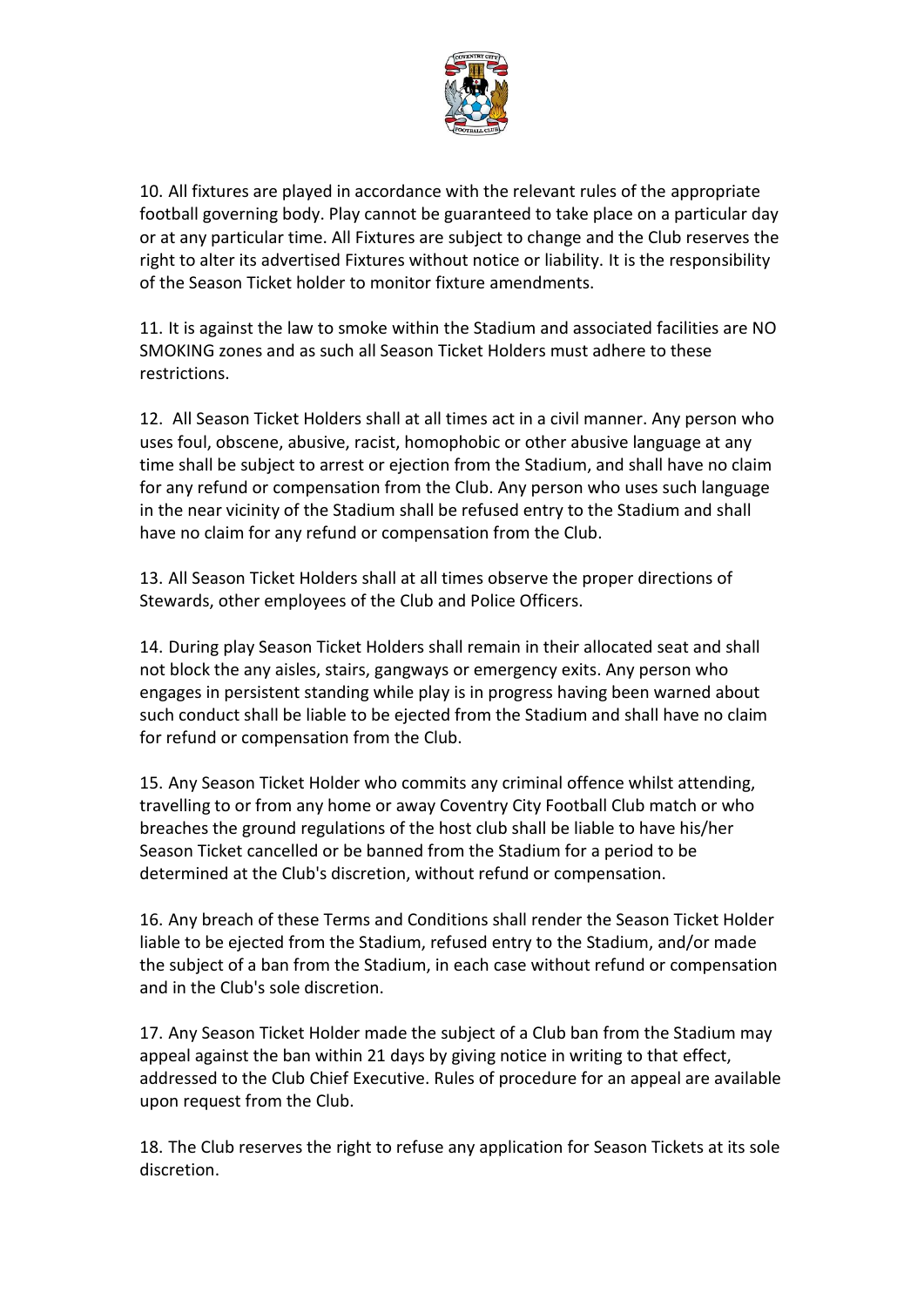10. All fixtures are played in accordance with the relevant rules of the appropriate football governing body. Play cannot be guaranteed to take place on a particular day or at any particular time. All Fixtures are subject to change and the Club reserves the right to alter its advertised Fixtures without notice or liability. It is the responsibility of the Season Ticket holder to monitor fixture amendments.

11. It is against the law to smoke within the Stadium and associated facilities are NO SMOKING zones and as such all Season Ticket Holders must adhere to these restrictions.

12. All Season Ticket Holders shall at all times act in a civil manner. Any person who uses foul, obscene, abusive, racist, homophobic or other abusive language at any time shall be subject to arrest or ejection from the Stadium, and shall have no claim for any refund or compensation from the Club. Any person who uses such language in the near vicinity of the Stadium shall be refused entry to the Stadium and shall have no claim for any refund or compensation from the Club.

13. All Season Ticket Holders shall at all times observe the proper directions of Stewards, other employees of the Club and Police Officers.

14. During play Season Ticket Holders shall remain in their allocated seat and shall not block the any aisles, stairs, gangways or emergency exits. Any person who engages in persistent standing while play is in progress having been warned about such conduct shall be liable to be ejected from the Stadium and shall have no claim for refund or compensation from the Club.

15. Any Season Ticket Holder who commits any criminal offence whilst attending, travelling to or from any home or away Coventry City Football Club match or who breaches the ground regulations of the host club shall be liable to have his/her Season Ticket cancelled or be banned from the Stadium for a period to be determined at the Club's discretion, without refund or compensation.

16. Any breach of these Terms and Conditions shall render the Season Ticket Holder liable to be ejected from the Stadium, refused entry to the Stadium, and/or made the subject of a ban from the Stadium, in each case without refund or compensation and in the Club's sole discretion.

17. Any Season Ticket Holder made the subject of a Club ban from the Stadium may appeal against the ban within 21 days by giving notice in writing to that effect, addressed to the Club Chief Executive. Rules of procedure for an appeal are available upon request from the Club.

18. The Club reserves the right to refuse any application for Season Tickets at its sole discretion.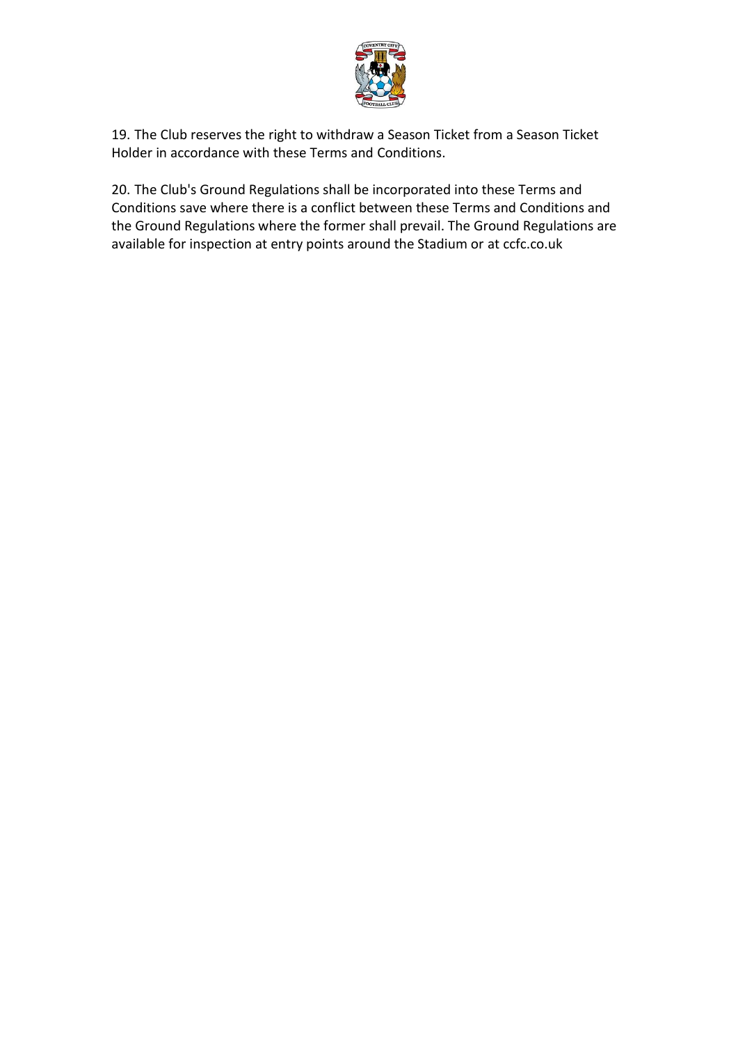19. The Club reserves the right to withdraw a Season Ticket from a Season Ticket Holder in accordance with these Terms and Conditions.

20. The Club's Ground Regulations shall be incorporated into these Terms and Conditions save where there is a conflict between these Terms and Conditions and the Ground Regulations where the former shall prevail. The Ground Regulations are available for inspection at entry points around the Stadium or at ccfc.co.uk